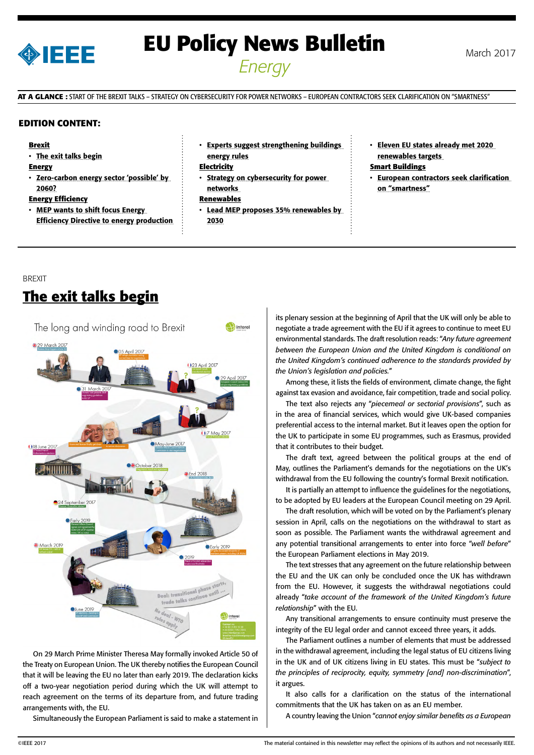# EU Policy News Bulletin

## Energy

March 2017

**AT A GLANCE :** START OF THE BREXIT TALKS – STRATEGY ON CYBERSECURITY FOR POWER NETWORKS – EUROPEAN CONTRACTORS SEEK CLARIFICATION ON "SMARTNESS"

### EDITION CONTENT:

**Brexit**
- **The exit talks begin**

**Energy**
- **Zero-carbon energy sector 'possible' by 2060?**

**Energy Efficiency**
- **MEP wants to shift focus Energy Efficiency Directive to energy production**
- **Experts suggest strengthening buildings energy rules**

**Electricity**
- **Strategy on cybersecurity for power networks**

**Renewables**
- **Lead MEP proposes 35% renewables by 2030**
- **Eleven EU states already met 2020 renewables targets**

**Smart Buildings**
- **European contractors seek clarification on "smartness"**

BREXIT

## The exit talks begin

On 29 March Prime Minister Theresa May formally invoked Article 50 of the Treaty on European Union. The UK thereby notifies the European Council that it will be leaving the EU no later than early 2019. The declaration kicks off a two-year negotiation period during which the UK will attempt to reach agreement on the terms of its departure from, and future trading arrangements with, the EU.

Simultaneously the European Parliament is said to make a statement in its plenary session at the beginning of April that the UK will only be able to negotiate a trade agreement with the EU if it agrees to continue to meet EU environmental standards. The draft resolution reads: "*Any future agreement between the European Union and the United Kingdom is conditional on the United Kingdom's continued adherence to the standards provided by the Union's legislation and policies.*"

Among these, it lists the fields of environment, climate change, the fight against tax evasion and avoidance, fair competition, trade and social policy.

The text also rejects any "*piecemeal or sectorial provisions*", such as in the area of financial services, which would give UK-based companies preferential access to the internal market. But it leaves open the option for the UK to participate in some EU programmes, such as Erasmus, provided that it contributes to their budget.

The draft text, agreed between the political groups at the end of May, outlines the Parliament's demands for the negotiations on the UK's withdrawal from the EU following the country's formal Brexit notification.

It is partially an attempt to influence the guidelines for the negotiations, to be adopted by EU leaders at the European Council meeting on 29 April.

The draft resolution, which will be voted on by the Parliament's plenary session in April, calls on the negotiations on the withdrawal to start as soon as possible. The Parliament wants the withdrawal agreement and any potential transitional arrangements to enter into force "*well before*" the European Parliament elections in May 2019.

The text stresses that any agreement on the future relationship between the EU and the UK can only be concluded once the UK has withdrawn from the EU. However, it suggests the withdrawal negotiations could already "*take account of the framework of the United Kingdom's future relationship*" with the EU.

Any transitional arrangements to ensure continuity must preserve the integrity of the EU legal order and cannot exceed three years, it adds.

The Parliament outlines a number of elements that must be addressed in the withdrawal agreement, including the legal status of EU citizens living in the UK and of UK citizens living in EU states. This must be "*subject to the principles of reciprocity, equity, symmetry [and] non-discrimination*", it argues.

It also calls for a clarification on the status of the international commitments that the UK has taken on as an EU member.

A country leaving the Union "*cannot enjoy similar benefits as a European*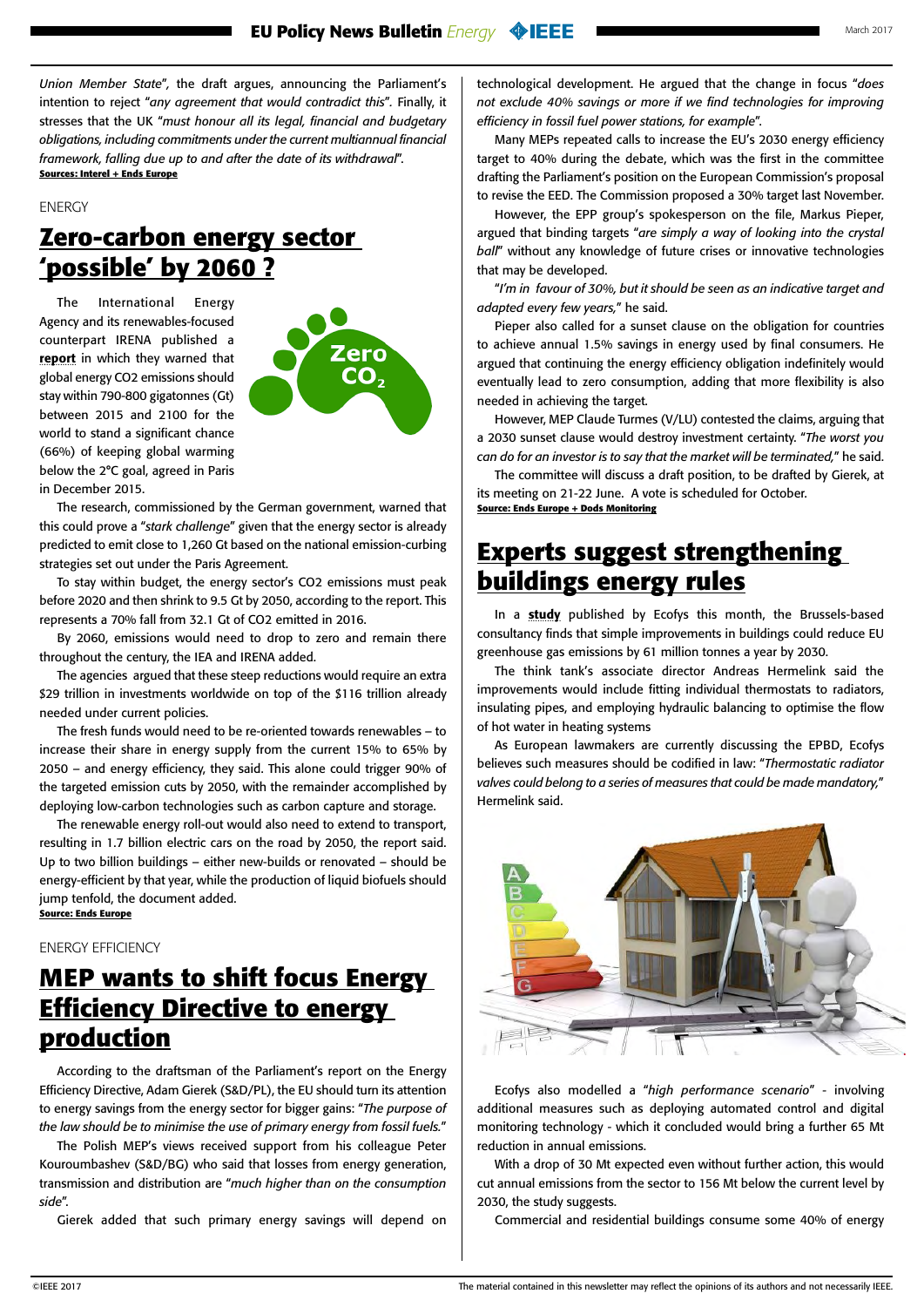*Union Member State*", the draft argues, announcing the Parliament's intention to reject "*any agreement that would contradict this*". Finally, it stresses that the UK "*must honour all its legal, financial and budgetary obligations, including commitments under the current multiannual financial framework, falling due up to and after the date of its withdrawal*".
**Sources: Interel + Ends Europe**

ENERGY

## Zero-carbon energy sector 'possible' by 2060 ?

The International Energy Agency and its renewables-focused counterpart IRENA published a **report** in which they warned that global energy CO2 emissions should stay within 790-800 gigatonnes (Gt) between 2015 and 2100 for the world to stand a significant chance (66%) of keeping global warming below the 2°C goal, agreed in Paris in December 2015.

The research, commissioned by the German government, warned that this could prove a "*stark challenge*" given that the energy sector is already predicted to emit close to 1,260 Gt based on the national emission-curbing strategies set out under the Paris Agreement.

To stay within budget, the energy sector's CO2 emissions must peak before 2020 and then shrink to 9.5 Gt by 2050, according to the report. This represents a 70% fall from 32.1 Gt of CO2 emitted in 2016.

By 2060, emissions would need to drop to zero and remain there throughout the century, the IEA and IRENA added.

The agencies argued that these steep reductions would require an extra $29 trillion in investments worldwide on top of the $116 trillion already needed under current policies.

The fresh funds would need to be re-oriented towards renewables – to increase their share in energy supply from the current 15% to 65% by 2050 – and energy efficiency, they said. This alone could trigger 90% of the targeted emission cuts by 2050, with the remainder accomplished by deploying low-carbon technologies such as carbon capture and storage.

The renewable energy roll-out would also need to extend to transport, resulting in 1.7 billion electric cars on the road by 2050, the report said. Up to two billion buildings – either new-builds or renovated – should be energy-efficient by that year, while the production of liquid biofuels should jump tenfold, the document added.
**Source: Ends Europe**

ENERGY EFFICIENCY

## MEP wants to shift focus Energy Efficiency Directive to energy production

According to the draftsman of the Parliament's report on the Energy Efficiency Directive, Adam Gierek (S&D/PL), the EU should turn its attention to energy savings from the energy sector for bigger gains: "*The purpose of the law should be to minimise the use of primary energy from fossil fuels.*"

The Polish MEP's views received support from his colleague Peter Kouroumbashev (S&D/BG) who said that losses from energy generation, transmission and distribution are "*much higher than on the consumption side*".

Gierek added that such primary energy savings will depend on technological development. He argued that the change in focus "*does not exclude 40% savings or more if we find technologies for improving efficiency in fossil fuel power stations, for example*".

Many MEPs repeated calls to increase the EU's 2030 energy efficiency target to 40% during the debate, which was the first in the committee drafting the Parliament's position on the European Commission's proposal to revise the EED. The Commission proposed a 30% target last November.

However, the EPP group's spokesperson on the file, Markus Pieper, argued that binding targets "*are simply a way of looking into the crystal ball*" without any knowledge of future crises or innovative technologies that may be developed.

"*I'm in favour of 30%, but it should be seen as an indicative target and adapted every few years,*" he said.

Pieper also called for a sunset clause on the obligation for countries to achieve annual 1.5% savings in energy used by final consumers. He argued that continuing the energy efficiency obligation indefinitely would eventually lead to zero consumption, adding that more flexibility is also needed in achieving the target.

However, MEP Claude Turmes (V/LU) contested the claims, arguing that a 2030 sunset clause would destroy investment certainty. "*The worst you can do for an investor is to say that the market will be terminated,*" he said.

The committee will discuss a draft position, to be drafted by Gierek, at its meeting on 21-22 June. A vote is scheduled for October.
**Source: Ends Europe + Dods Monitoring**

## Experts suggest strengthening buildings energy rules

In a **study** published by Ecofys this month, the Brussels-based consultancy finds that simple improvements in buildings could reduce EU greenhouse gas emissions by 61 million tonnes a year by 2030.

The think tank's associate director Andreas Hermelink said the improvements would include fitting individual thermostats to radiators, insulating pipes, and employing hydraulic balancing to optimise the flow of hot water in heating systems

As European lawmakers are currently discussing the EPBD, Ecofys believes such measures should be codified in law: "*Thermostatic radiator valves could belong to a series of measures that could be made mandatory,*" Hermelink said.

Ecofys also modelled a "*high performance scenario*" - involving additional measures such as deploying automated control and digital monitoring technology - which it concluded would bring a further 65 Mt reduction in annual emissions.

With a drop of 30 Mt expected even without further action, this would cut annual emissions from the sector to 156 Mt below the current level by 2030, the study suggests.

Commercial and residential buildings consume some 40% of energy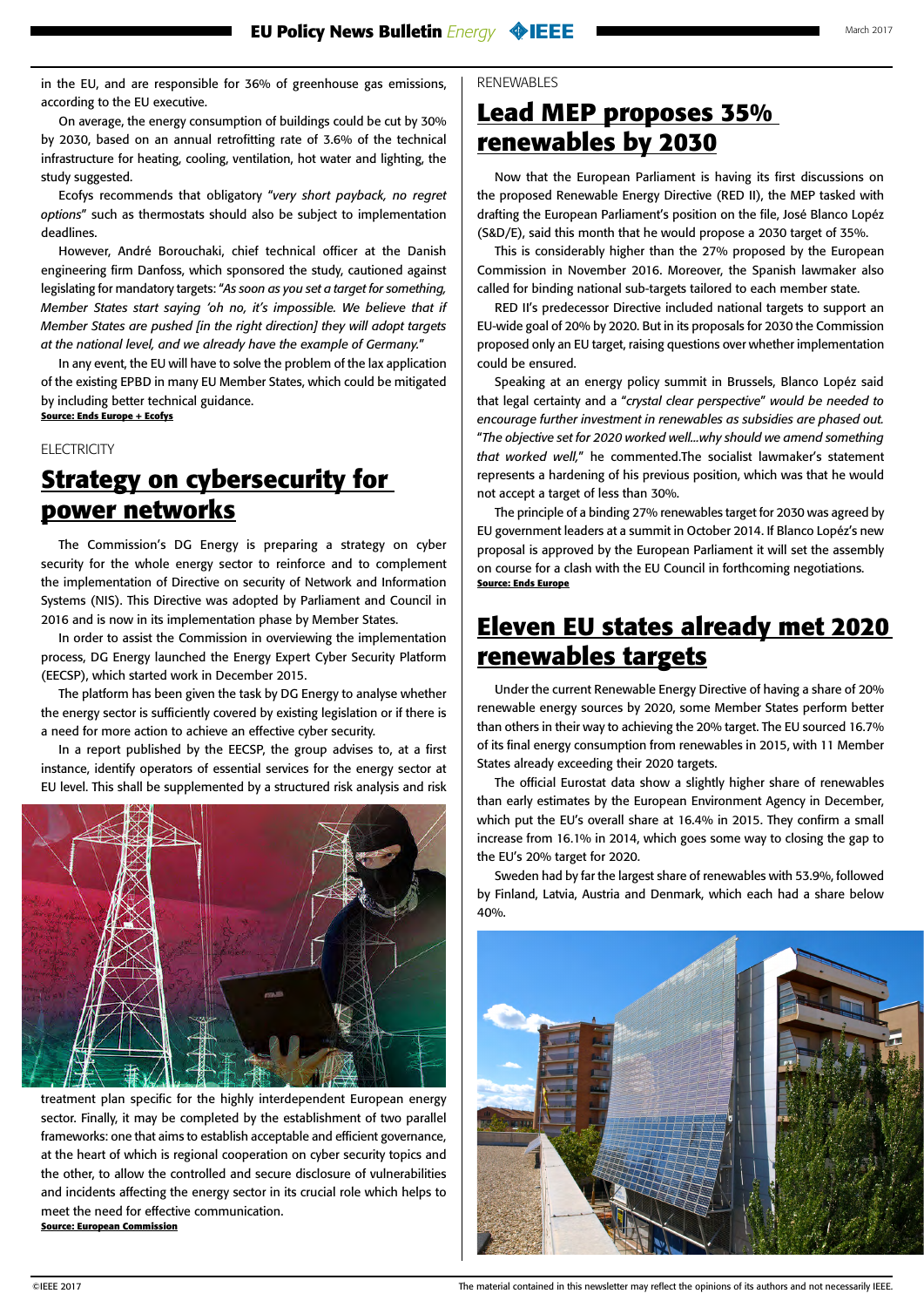in the EU, and are responsible for 36% of greenhouse gas emissions, according to the EU executive.

On average, the energy consumption of buildings could be cut by 30% by 2030, based on an annual retrofitting rate of 3.6% of the technical infrastructure for heating, cooling, ventilation, hot water and lighting, the study suggested.

Ecofys recommends that obligatory "*very short payback, no regret options*" such as thermostats should also be subject to implementation deadlines.

However, André Borouchaki, chief technical officer at the Danish engineering firm Danfoss, which sponsored the study, cautioned against legislating for mandatory targets: "*As soon as you set a target for something, Member States start saying 'oh no, it's impossible. We believe that if Member States are pushed [in the right direction] they will adopt targets at the national level, and we already have the example of Germany.*"

In any event, the EU will have to solve the problem of the lax application of the existing EPBD in many EU Member States, which could be mitigated by including better technical guidance.

**Source: Ends Europe + Ecofys**

ELECTRICITY

## Strategy on cybersecurity for power networks

The Commission's DG Energy is preparing a strategy on cyber security for the whole energy sector to reinforce and to complement the implementation of Directive on security of Network and Information Systems (NIS). This Directive was adopted by Parliament and Council in 2016 and is now in its implementation phase by Member States.

In order to assist the Commission in overviewing the implementation process, DG Energy launched the Energy Expert Cyber Security Platform (EECSP), which started work in December 2015.

The platform has been given the task by DG Energy to analyse whether the energy sector is sufficiently covered by existing legislation or if there is a need for more action to achieve an effective cyber security.

In a report published by the EECSP, the group advises to, at a first instance, identify operators of essential services for the energy sector at EU level. This shall be supplemented by a structured risk analysis and risk treatment plan specific for the highly interdependent European energy sector. Finally, it may be completed by the establishment of two parallel frameworks: one that aims to establish acceptable and efficient governance, at the heart of which is regional cooperation on cyber security topics and the other, to allow the controlled and secure disclosure of vulnerabilities and incidents affecting the energy sector in its crucial role which helps to meet the need for effective communication.

**Source: European Commission**

RENEWABLES

## Lead MEP proposes 35% renewables by 2030

Now that the European Parliament is having its first discussions on the proposed Renewable Energy Directive (RED II), the MEP tasked with drafting the European Parliament's position on the file, José Blanco Lopéz (S&D/E), said this month that he would propose a 2030 target of 35%.

This is considerably higher than the 27% proposed by the European Commission in November 2016. Moreover, the Spanish lawmaker also called for binding national sub-targets tailored to each member state.

RED II's predecessor Directive included national targets to support an EU-wide goal of 20% by 2020. But in its proposals for 2030 the Commission proposed only an EU target, raising questions over whether implementation could be ensured.

Speaking at an energy policy summit in Brussels, Blanco Lopéz said that legal certainty and a "*crystal clear perspective*" *would be needed to encourage further investment in renewables as subsidies are phased out.* "*The objective set for 2020 worked well...why should we amend something that worked well,*" he commented.The socialist lawmaker's statement represents a hardening of his previous position, which was that he would not accept a target of less than 30%.

The principle of a binding 27% renewables target for 2030 was agreed by EU government leaders at a summit in October 2014. If Blanco Lopéz's new proposal is approved by the European Parliament it will set the assembly on course for a clash with the EU Council in forthcoming negotiations.

**Source: Ends Europe**

## Eleven EU states already met 2020 renewables targets

Under the current Renewable Energy Directive of having a share of 20% renewable energy sources by 2020, some Member States perform better than others in their way to achieving the 20% target. The EU sourced 16.7% of its final energy consumption from renewables in 2015, with 11 Member States already exceeding their 2020 targets.

The official Eurostat data show a slightly higher share of renewables than early estimates by the European Environment Agency in December, which put the EU's overall share at 16.4% in 2015. They confirm a small increase from 16.1% in 2014, which goes some way to closing the gap to the EU's 20% target for 2020.

Sweden had by far the largest share of renewables with 53.9%, followed by Finland, Latvia, Austria and Denmark, which each had a share below 40%.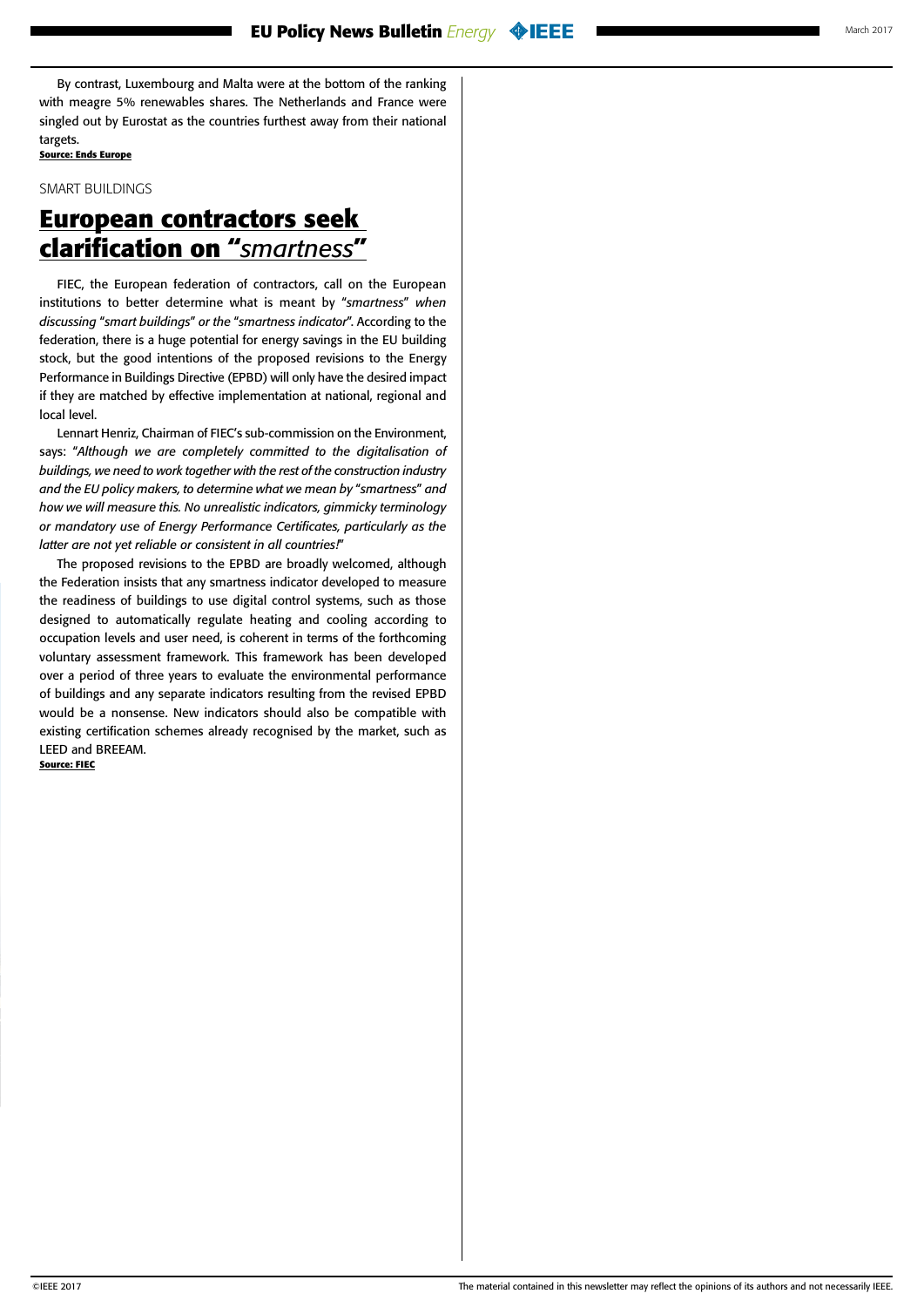By contrast, Luxembourg and Malta were at the bottom of the ranking with meagre 5% renewables shares. The Netherlands and France were singled out by Eurostat as the countries furthest away from their national targets.
**Source: Ends Europe**

SMART BUILDINGS

## European contractors seek clarification on "*smartness*"

FIEC, the European federation of contractors, call on the European institutions to better determine what is meant by "*smartness*" *when discussing* "*smart buildings*" *or the* "*smartness indicator*". According to the federation, there is a huge potential for energy savings in the EU building stock, but the good intentions of the proposed revisions to the Energy Performance in Buildings Directive (EPBD) will only have the desired impact if they are matched by effective implementation at national, regional and local level.

Lennart Henriz, Chairman of FIEC's sub-commission on the Environment, says: "*Although we are completely committed to the digitalisation of buildings, we need to work together with the rest of the construction industry and the EU policy makers, to determine what we mean by* "*smartness*" *and how we will measure this. No unrealistic indicators, gimmicky terminology or mandatory use of Energy Performance Certificates, particularly as the latter are not yet reliable or consistent in all countries!*"

The proposed revisions to the EPBD are broadly welcomed, although the Federation insists that any smartness indicator developed to measure the readiness of buildings to use digital control systems, such as those designed to automatically regulate heating and cooling according to occupation levels and user need, is coherent in terms of the forthcoming voluntary assessment framework. This framework has been developed over a period of three years to evaluate the environmental performance of buildings and any separate indicators resulting from the revised EPBD would be a nonsense. New indicators should also be compatible with existing certification schemes already recognised by the market, such as LEED and BREEAM.
**Source: FIEC**